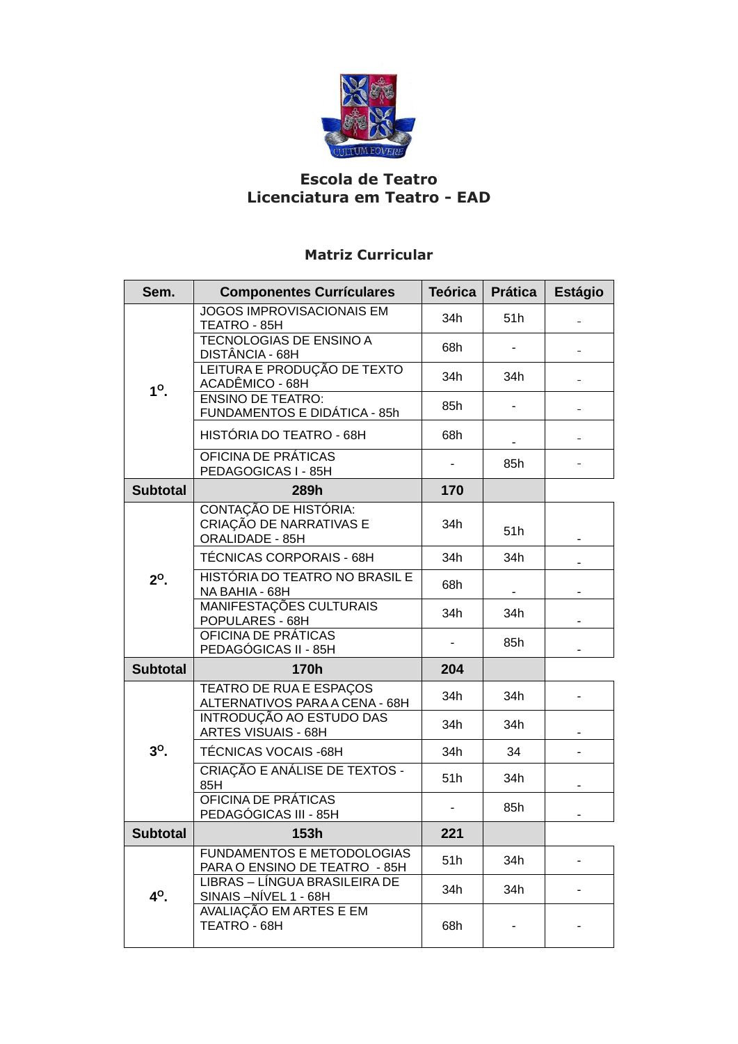**Escola de Teatro**
**Licenciatura em Teatro - EAD**

**Matriz Curricular**

| Sem. | Componentes Curriculares | Teórica | Prática | Estágio |
|---|---|---|---|---|
| 1º. | JOGOS IMPROVISACIONAIS EM TEATRO - 85H | 34h | 51h | - |
| | TECNOLOGIAS DE ENSINO A DISTÂNCIA - 68H | 68h | - | - |
| | LEITURA E PRODUÇÃO DE TEXTO ACADÊMICO - 68H | 34h | 34h | - |
| | ENSINO DE TEATRO: FUNDAMENTOS E DIDÁTICA - 85h | 85h | - | - |
| | HISTÓRIA DO TEATRO - 68H | 68h | - | - |
| | OFICINA DE PRÁTICAS PEDAGOGICAS I - 85H | - | 85h | - |
| **Subtotal** | **289h** | **170** | | |
| 2º. | CONTAÇÃO DE HISTÓRIA: CRIAÇÃO DE NARRATIVAS E ORALIDADE - 85H | 34h | 51h | - |
| | TÉCNICAS CORPORAIS - 68H | 34h | 34h | - |
| | HISTÓRIA DO TEATRO NO BRASIL E NA BAHIA - 68H | 68h | - | - |
| | MANIFESTAÇÕES CULTURAIS POPULARES - 68H | 34h | 34h | - |
| | OFICINA DE PRÁTICAS PEDAGÓGICAS II - 85H | - | 85h | - |
| **Subtotal** | **170h** | **204** | | |
| 3º. | TEATRO DE RUA E ESPAÇOS ALTERNATIVOS PARA A CENA - 68H | 34h | 34h | - |
| | INTRODUÇÃO AO ESTUDO DAS ARTES VISUAIS - 68H | 34h | 34h | - |
| | TÉCNICAS VOCAIS -68H | 34h | 34 | - |
| | CRIAÇÃO E ANÁLISE DE TEXTOS - 85H | 51h | 34h | - |
| | OFICINA DE PRÁTICAS PEDAGÓGICAS III - 85H | - | 85h | - |
| **Subtotal** | **153h** | **221** | | |
| 4º. | FUNDAMENTOS E METODOLOGIAS PARA O ENSINO DE TEATRO - 85H | 51h | 34h | - |
| | LIBRAS – LÍNGUA BRASILEIRA DE SINAIS –NÍVEL 1 - 68H | 34h | 34h | - |
| | AVALIAÇÃO EM ARTES E EM TEATRO - 68H | 68h | - | - |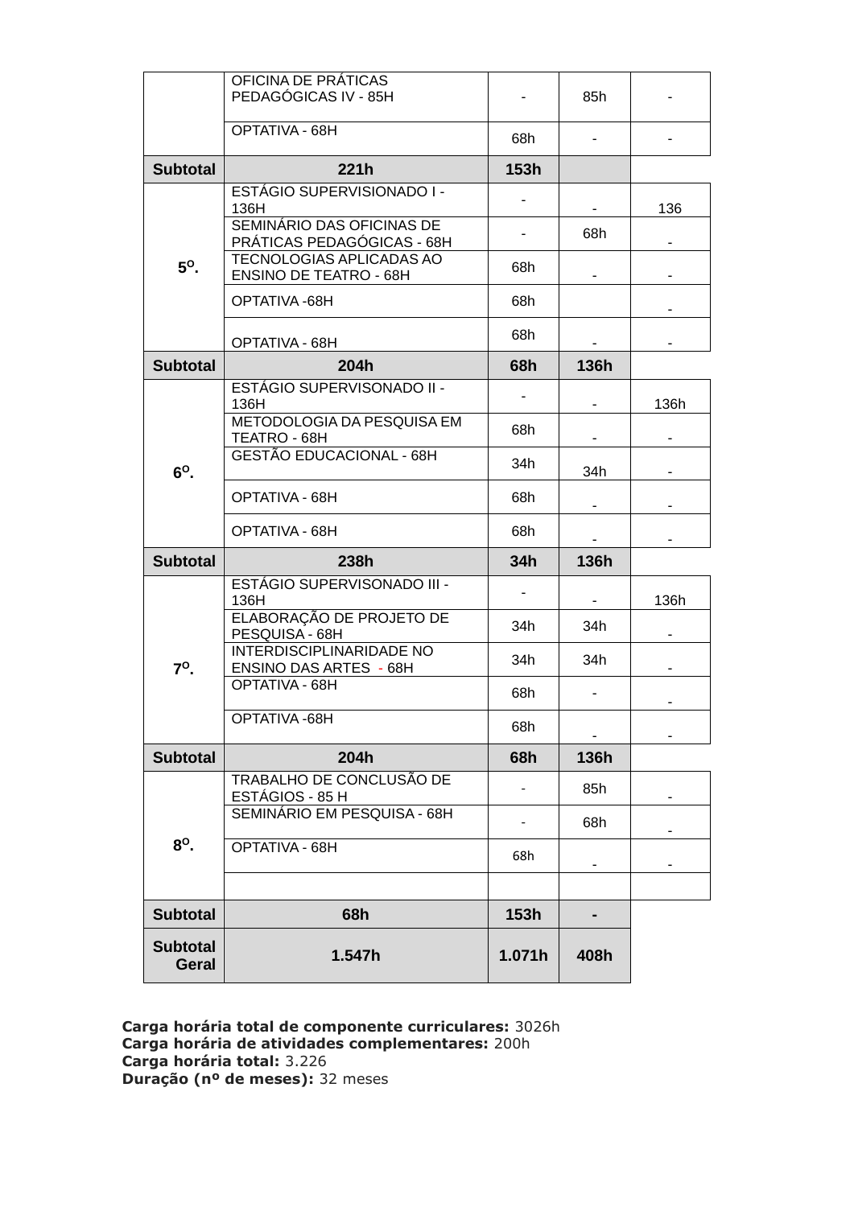| | | | | |
|---|---|---|---|---|
| | OFICINA DE PRÁTICAS PEDAGÓGICAS IV - 85H | - | 85h | - |
| | OPTATIVA - 68H | 68h | - | - |
| **Subtotal** | **221h** | **153h** | | |
| **5º.** | ESTÁGIO SUPERVISIONADO I - 136H | - | - | 136 |
| | SEMINÁRIO DAS OFICINAS DE PRÁTICAS PEDAGÓGICAS - 68H | - | 68h | - |
| | TECNOLOGIAS APLICADAS AO ENSINO DE TEATRO - 68H | 68h | - | - |
| | OPTATIVA -68H | 68h | | - |
| | OPTATIVA - 68H | 68h | - | - |
| **Subtotal** | **204h** | **68h** | **136h** | |
| **6º.** | ESTÁGIO SUPERVISONADO II - 136H | - | - | 136h |
| | METODOLOGIA DA PESQUISA EM TEATRO - 68H | 68h | - | - |
| | GESTÃO EDUCACIONAL - 68H | 34h | 34h | - |
| | OPTATIVA - 68H | 68h | - | - |
| | OPTATIVA - 68H | 68h | - | - |
| **Subtotal** | **238h** | **34h** | **136h** | |
| **7º.** | ESTÁGIO SUPERVISONADO III - 136H | - | - | 136h |
| | ELABORAÇÃO DE PROJETO DE PESQUISA - 68H | 34h | 34h | - |
| | INTERDISCIPLINARIDADE NO ENSINO DAS ARTES - 68H | 34h | 34h | - |
| | OPTATIVA - 68H | 68h | - | - |
| | OPTATIVA -68H | 68h | - | - |
| **Subtotal** | **204h** | **68h** | **136h** | |
| **8º.** | TRABALHO DE CONCLUSÃO DE ESTÁGIOS - 85 H | - | 85h | - |
| | SEMINÁRIO EM PESQUISA - 68H | - | 68h | - |
| | OPTATIVA - 68H | 68h | - | - |
| | | | | |
| **Subtotal** | **68h** | **153h** | **-** | |
| **Subtotal Geral** | **1.547h** | **1.071h** | **408h** | |

**Carga horária total de componente curriculares:** 3026h
**Carga horária de atividades complementares:** 200h
**Carga horária total:** 3.226
**Duração (nº de meses):** 32 meses